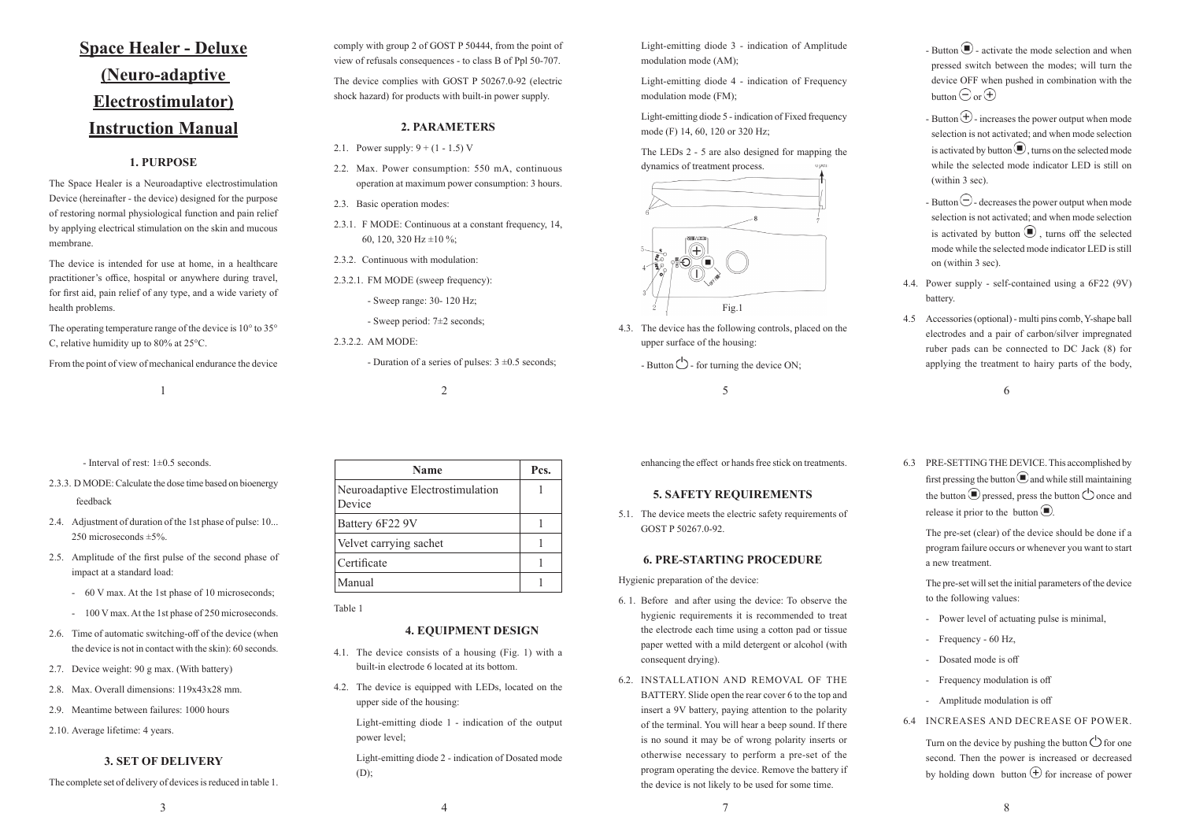# Space Healer - Deluxe (Neuro-adaptive Electrostimulator) Instruction Manual

## 1. PURPOSE

The Space Healer is a Neuroadaptive electrostimulation Device (hereinafter - the device) designed for the purpose of restoring normal physiological function and pain relief by applying electrical stimulation on the skin and mucous membrane.

The device is intended for use at home, in a healthcare practitioner's office, hospital or anywhere during travel, for first aid, pain relief of any type, and a wide variety of health problems.

The operating temperature range of the device is 10° to 35° C, relative humidity up to 80% at 25°C.

From the point of view of mechanical endurance the device comply with group 2 of GOST P 50444, from the point of view of refusals consequences - to class B of Ppl 50-707.

The device complies with GOST P 50267.0-92 (electric shock hazard) for products with built-in power supply.

## 2. PARAMETERS

2.1. Power supply: 9 + (1 - 1.5) V

2.2. Max. Power consumption: 550 mA, continuous operation at maximum power consumption: 3 hours.

2.3. Basic operation modes:

2.3.1. F MODE: Continuous at a constant frequency, 14, 60, 120, 320 Hz ±10 %;

2.3.2. Continuous with modulation:

2.3.2.1. FM MODE (sweep frequency):

- Sweep range: 30- 120 Hz;
- Sweep period: 7±2 seconds;

2.3.2.2. AM MODE:

- Duration of a series of pulses: 3 ±0.5 seconds;
- Interval of rest: 1±0.5 seconds.

2.3.3. D MODE: Calculate the dose time based on bioenergy feedback

2.4. Adjustment of duration of the 1st phase of pulse: 10... 250 microseconds ±5%.

2.5. Amplitude of the first pulse of the second phase of impact at a standard load:

- 60 V max. At the 1st phase of 10 microseconds;
- 100 V max. At the 1st phase of 250 microseconds.

2.6. Time of automatic switching-off of the device (when the device is not in contact with the skin): 60 seconds.

2.7. Device weight: 90 g max. (With battery)

2.8. Max. Overall dimensions: 119x43x28 mm.

2.9. Meantime between failures: 1000 hours

2.10. Average lifetime: 4 years.

## 3. SET OF DELIVERY

The complete set of delivery of devices is reduced in table 1.

| Name | Pcs. |
|---|---|
| Neuroadaptive Electrostimulation Device | 1 |
| Battery 6F22 9V | 1 |
| Velvet carrying sachet | 1 |
| Certificate | 1 |
| Manual | 1 |

Table 1

## 4. EQUIPMENT DESIGN

4.1. The device consists of a housing (Fig. 1) with a built-in electrode 6 located at its bottom.

4.2. The device is equipped with LEDs, located on the upper side of the housing:

Light-emitting diode 1 - indication of the output power level;

Light-emitting diode 2 - indication of Dosated mode (D);

Light-emitting diode 3 - indication of Amplitude modulation mode (AM);

Light-emitting diode 4 - indication of Frequency modulation mode (FM);

Light-emitting diode 5 - indication of Fixed frequency mode (F) 14, 60, 120 or 320 Hz;

The LEDs 2 - 5 are also designed for mapping the dynamics of treatment process.

Fig.1

4.3. The device has the following controls, placed on the upper surface of the housing:

- Button ⏻ - for turning the device ON;
- Button ■ - activate the mode selection and when pressed switch between the modes; will turn the device OFF when pushed in combination with the button ⊖ or ⊕
- Button ⊕ - increases the power output when mode selection is not activated; and when mode selection is activated by button ■, turns on the selected mode while the selected mode indicator LED is still on (within 3 sec).
- Button ⊖ - decreases the power output when mode selection is not activated; and when mode selection is activated by button ■, turns off the selected mode while the selected mode indicator LED is still on (within 3 sec).

4.4. Power supply - self-contained using a 6F22 (9V) battery.

4.5 Accessories (optional) - multi pins comb, Y-shape ball electrodes and a pair of carbon/silver impregnated ruber pads can be connected to DC Jack (8) for applying the treatment to hairy parts of the body, enhancing the effect or hands free stick on treatments.

## 5. SAFETY REQUIREMENTS

5.1. The device meets the electric safety requirements of GOST P 50267.0-92.

## 6. PRE-STARTING PROCEDURE

Hygienic preparation of the device:

6. 1. Before and after using the device: To observe the hygienic requirements it is recommended to treat the electrode each time using a cotton pad or tissue paper wetted with a mild detergent or alcohol (with consequent drying).

6.2. INSTALLATION AND REMOVAL OF THE BATTERY. Slide open the rear cover 6 to the top and insert a 9V battery, paying attention to the polarity of the terminal. You will hear a beep sound. If there is no sound it may be of wrong polarity inserts or otherwise necessary to perform a pre-set of the program operating the device. Remove the battery if the device is not likely to be used for some time.

6.3 PRE-SETTING THE DEVICE. This accomplished by first pressing the button ■ and while still maintaining the button ■ pressed, press the button ⏻ once and release it prior to the button ■.

The pre-set (clear) of the device should be done if a program failure occurs or whenever you want to start a new treatment.

The pre-set will set the initial parameters of the device to the following values:

- Power level of actuating pulse is minimal,
- Frequency - 60 Hz,
- Dosated mode is off
- Frequency modulation is off
- Amplitude modulation is off

6.4 INCREASES AND DECREASE OF POWER.

Turn on the device by pushing the button ⏻ for one second. Then the power is increased or decreased by holding down button ⊕ for increase of power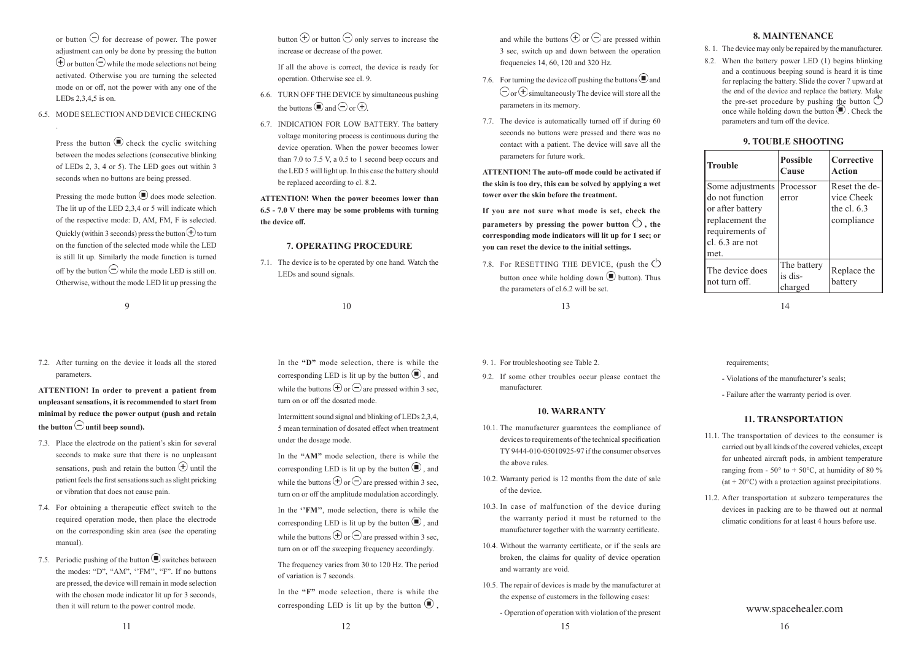or button ⊖ for decrease of power. The power adjustment can only be done by pressing the button ⊕ or button ⊖ while the mode selections not being activated. Otherwise you are turning the selected mode on or off, not the power with any one of the LEDs 2,3,4,5 is on.

6.5. MODE SELECTION AND DEVICE CHECKING

.

Press the button ■ check the cyclic switching between the modes selections (consecutive blinking of LEDs 2, 3, 4 or 5). The LED goes out within 3 seconds when no buttons are being pressed.

Pressing the mode button ■ does mode selection. The lit up of the LED 2,3,4 or 5 will indicate which of the respective mode: D, AM, FM, F is selected. Quickly (within 3 seconds) press the button ⊕ to turn on the function of the selected mode while the LED is still lit up. Similarly the mode function is turned off by the button ⊖ while the mode LED is still on. Otherwise, without the mode LED lit up pressing the button ⊕ or button ⊖ only serves to increase the increase or decrease of the power.

If all the above is correct, the device is ready for operation. Otherwise see cl. 9.

6.6. TURN OFF THE DEVICE by simultaneous pushing the buttons ■ and ⊖ or ⊕.

6.7. INDICATION FOR LOW BATTERY. The battery voltage monitoring process is continuous during the device operation. When the power becomes lower than 7.0 to 7.5 V, a 0.5 to 1 second beep occurs and the LED 5 will light up. In this case the battery should be replaced according to cl. 8.2.

**ATTENTION! When the power becomes lower than 6.5 - 7.0 V there may be some problems with turning the device off.**

## 7. OPERATING PROCEDURE

7.1. The device is to be operated by one hand. Watch the LEDs and sound signals.

7.2. After turning on the device it loads all the stored parameters.

**ATTENTION! In order to prevent a patient from unpleasant sensations, it is recommended to start from minimal by reduce the power output (push and retain the button ⊖ until beep sound).**

7.3. Place the electrode on the patient's skin for several seconds to make sure that there is no unpleasant sensations, push and retain the button ⊕ until the patient feels the first sensations such as slight pricking or vibration that does not cause pain.

7.4. For obtaining a therapeutic effect switch to the required operation mode, then place the electrode on the corresponding skin area (see the operating manual).

7.5. Periodic pushing of the button ■ switches between the modes: "D", "AM", ''FM'', "F". If no buttons are pressed, the device will remain in mode selection with the chosen mode indicator lit up for 3 seconds, then it will return to the power control mode.

In the **"D"** mode selection, there is while the corresponding LED is lit up by the button ■, and while the buttons ⊕ or ⊖ are pressed within 3 sec, turn on or off the dosated mode.

Intermittent sound signal and blinking of LEDs 2,3,4, 5 mean termination of dosated effect when treatment under the dosage mode.

In the **"AM"** mode selection, there is while the corresponding LED is lit up by the button ■, and while the buttons ⊕ or ⊖ are pressed within 3 sec, turn on or off the amplitude modulation accordingly.

In the **''FM''**, mode selection, there is while the corresponding LED is lit up by the button ■, and while the buttons ⊕ or ⊖ are pressed within 3 sec, turn on or off the sweeping frequency accordingly.

The frequency varies from 30 to 120 Hz. The period of variation is 7 seconds.

In the **"F"** mode selection, there is while the corresponding LED is lit up by the button ■, and while the buttons ⊕ or ⊖ are pressed within 3 sec, switch up and down between the operation frequencies 14, 60, 120 and 320 Hz.

7.6. For turning the device off pushing the buttons ■ and ⊖ or ⊕ simultaneously The device will store all the parameters in its memory.

7.7. The device is automatically turned off if during 60 seconds no buttons were pressed and there was no contact with a patient. The device will save all the parameters for future work.

**ATTENTION! The auto-off mode could be activated if the skin is too dry, this can be solved by applying a wet tower over the skin before the treatment.**

**If you are not sure what mode is set, check the parameters by pressing the power button ⏻, the corresponding mode indicators will lit up for 1 sec; or you can reset the device to the initial settings.**

7.8. For RESETTING THE DEVICE, (push the ⏻ button once while holding down ■ button). Thus the parameters of cl.6.2 will be set.

## 8. MAINTENANCE

8. 1. The device may only be repaired by the manufacturer.

8.2. When the battery power LED (1) begins blinking and a continuous beeping sound is heard it is time for replacing the battery. Slide the cover 7 upward at the end of the device and replace the battery. Make the pre-set procedure by pushing the button ⏻ once while holding down the button ■. Check the parameters and turn off the device.

## 9. TOUBLE SHOOTING

| Trouble | Possible Cause | Corrective Action |
|---|---|---|
| Some adjustments do not function or after battery replacement the requirements of cl. 6.3 are not met. | Processor error | Reset the device Cheek the cl. 6.3 compliance |
| The device does not turn off. | The battery is discharged | Replace the battery |

9. 1. For troubleshooting see Table 2.

9.2. If some other troubles occur please contact the manufacturer.

## 10. WARRANTY

10.1. The manufacturer guarantees the compliance of devices to requirements of the technical specification TY 9444-010-05010925-97 if the consumer observes the above rules.

10.2. Warranty period is 12 months from the date of sale of the device.

10.3. In case of malfunction of the device during the warranty period it must be returned to the manufacturer together with the warranty certificate.

10.4. Without the warranty certificate, or if the seals are broken, the claims for quality of device operation and warranty are void.

10.5. The repair of devices is made by the manufacturer at the expense of customers in the following cases:

- Operation of operation with violation of the present requirements;
- Violations of the manufacturer's seals;
- Failure after the warranty period is over.

## 11. TRANSPORTATION

11.1. The transportation of devices to the consumer is carried out by all kinds of the covered vehicles, except for unheated aircraft pods, in ambient temperature ranging from - 50° to + 50°C, at humidity of 80 % (at + 20°C) with a protection against precipitations.

11.2. After transportation at subzero temperatures the devices in packing are to be thawed out at normal climatic conditions for at least 4 hours before use.

www.spacehealer.com